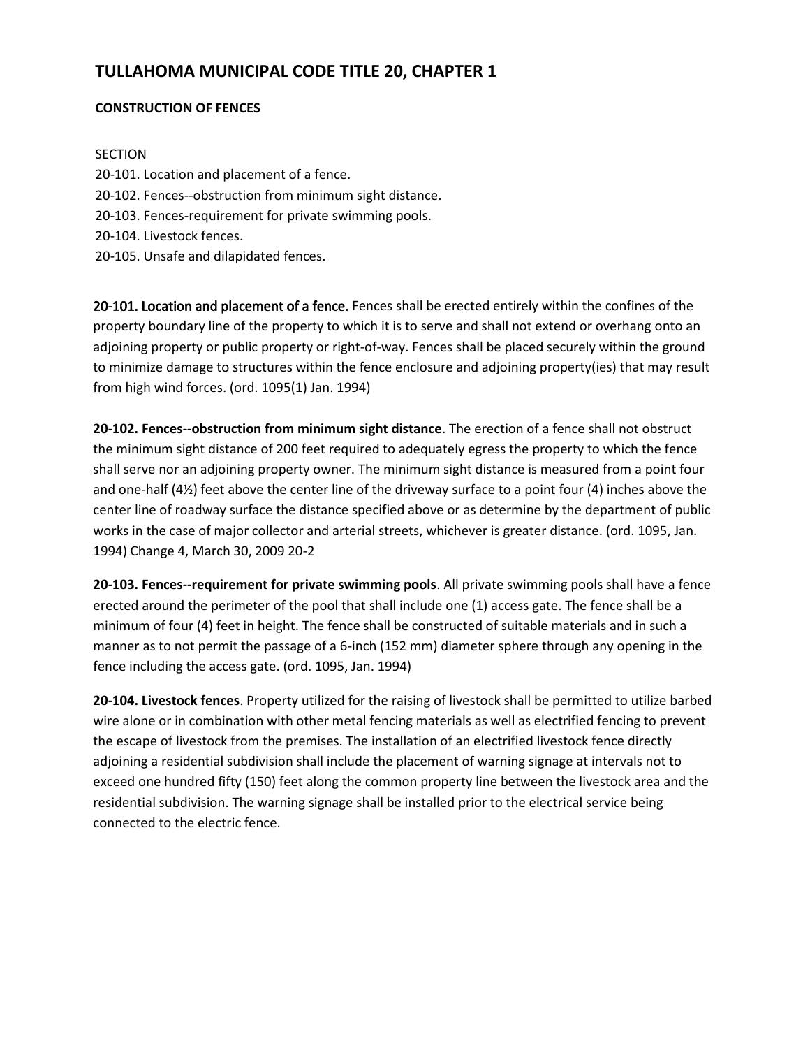# TULLAHOMA MUNICIPAL CODE TITLE 20, CHAPTER 1

## CONSTRUCTION OF FENCES

SECTION
20-101. Location and placement of a fence.
20-102. Fences--obstruction from minimum sight distance.
20-103. Fences-requirement for private swimming pools.
20-104. Livestock fences.
20-105. Unsafe and dilapidated fences.

**20-101. Location and placement of a fence.** Fences shall be erected entirely within the confines of the property boundary line of the property to which it is to serve and shall not extend or overhang onto an adjoining property or public property or right-of-way. Fences shall be placed securely within the ground to minimize damage to structures within the fence enclosure and adjoining property(ies) that may result from high wind forces. (ord. 1095(1) Jan. 1994)

**20-102. Fences--obstruction from minimum sight distance**. The erection of a fence shall not obstruct the minimum sight distance of 200 feet required to adequately egress the property to which the fence shall serve nor an adjoining property owner. The minimum sight distance is measured from a point four and one-half (4½) feet above the center line of the driveway surface to a point four (4) inches above the center line of roadway surface the distance specified above or as determine by the department of public works in the case of major collector and arterial streets, whichever is greater distance. (ord. 1095, Jan. 1994) Change 4, March 30, 2009 20-2

**20-103. Fences--requirement for private swimming pools**. All private swimming pools shall have a fence erected around the perimeter of the pool that shall include one (1) access gate. The fence shall be a minimum of four (4) feet in height. The fence shall be constructed of suitable materials and in such a manner as to not permit the passage of a 6-inch (152 mm) diameter sphere through any opening in the fence including the access gate. (ord. 1095, Jan. 1994)

**20-104. Livestock fences**. Property utilized for the raising of livestock shall be permitted to utilize barbed wire alone or in combination with other metal fencing materials as well as electrified fencing to prevent the escape of livestock from the premises. The installation of an electrified livestock fence directly adjoining a residential subdivision shall include the placement of warning signage at intervals not to exceed one hundred fifty (150) feet along the common property line between the livestock area and the residential subdivision. The warning signage shall be installed prior to the electrical service being connected to the electric fence.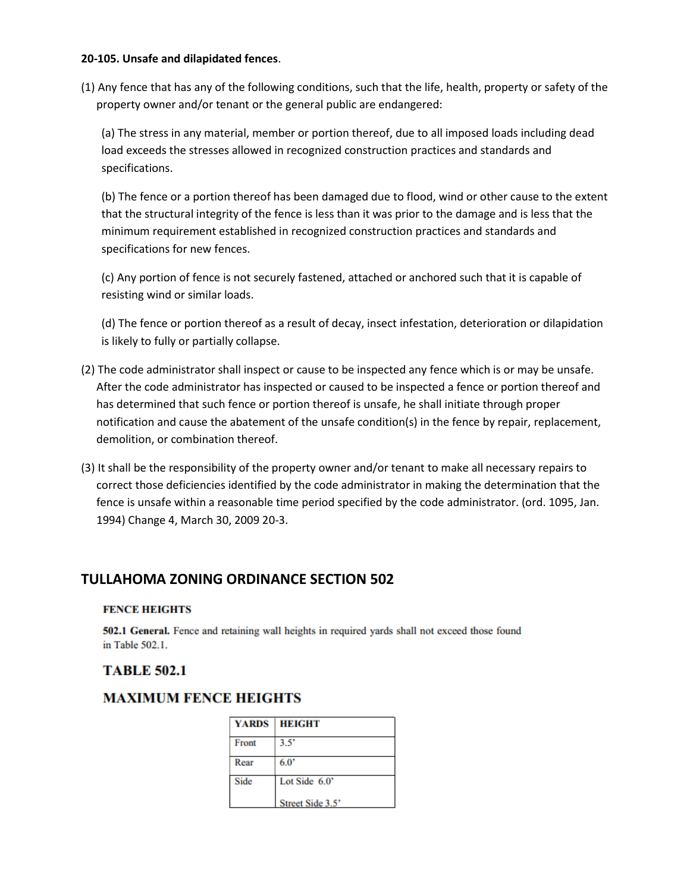**20-105. Unsafe and dilapidated fences**.

(1) Any fence that has any of the following conditions, such that the life, health, property or safety of the property owner and/or tenant or the general public are endangered:

(a) The stress in any material, member or portion thereof, due to all imposed loads including dead load exceeds the stresses allowed in recognized construction practices and standards and specifications.

(b) The fence or a portion thereof has been damaged due to flood, wind or other cause to the extent that the structural integrity of the fence is less than it was prior to the damage and is less that the minimum requirement established in recognized construction practices and standards and specifications for new fences.

(c) Any portion of fence is not securely fastened, attached or anchored such that it is capable of resisting wind or similar loads.

(d) The fence or portion thereof as a result of decay, insect infestation, deterioration or dilapidation is likely to fully or partially collapse.

(2) The code administrator shall inspect or cause to be inspected any fence which is or may be unsafe. After the code administrator has inspected or caused to be inspected a fence or portion thereof and has determined that such fence or portion thereof is unsafe, he shall initiate through proper notification and cause the abatement of the unsafe condition(s) in the fence by repair, replacement, demolition, or combination thereof.

(3) It shall be the responsibility of the property owner and/or tenant to make all necessary repairs to correct those deficiencies identified by the code administrator in making the determination that the fence is unsafe within a reasonable time period specified by the code administrator. (ord. 1095, Jan. 1994) Change 4, March 30, 2009 20-3.

## TULLAHOMA ZONING ORDINANCE SECTION 502

**FENCE HEIGHTS**

**502.1 General.** Fence and retaining wall heights in required yards shall not exceed those found in Table 502.1.

### TABLE 502.1

### MAXIMUM FENCE HEIGHTS

| YARDS | HEIGHT |
|---|---|
| Front | 3.5' |
| Rear | 6.0' |
| Side | Lot Side 6.0'<br>Street Side 3.5' |